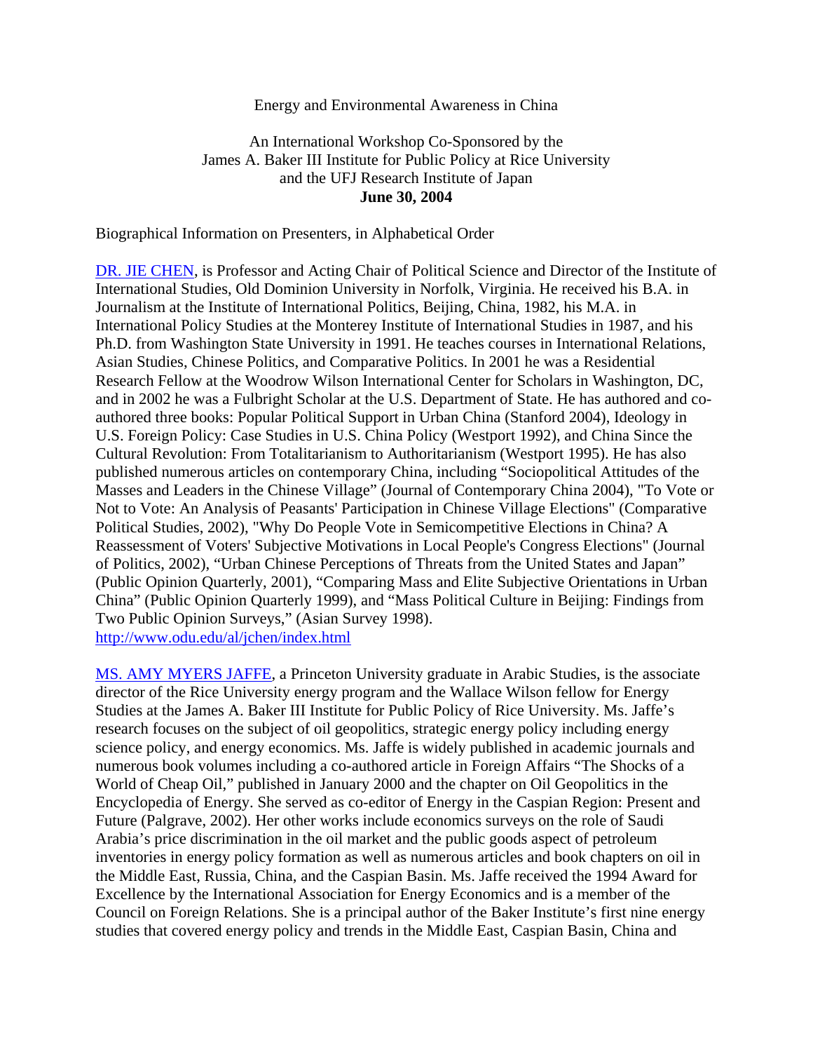# Energy and Environmental Awareness in China

An International Workshop Co-Sponsored by the
James A. Baker III Institute for Public Policy at Rice University
and the UFJ Research Institute of Japan
**June 30, 2004**

Biographical Information on Presenters, in Alphabetical Order

[DR. JIE CHEN](http://www.odu.edu/al/jchen/index.html), is Professor and Acting Chair of Political Science and Director of the Institute of International Studies, Old Dominion University in Norfolk, Virginia. He received his B.A. in Journalism at the Institute of International Politics, Beijing, China, 1982, his M.A. in International Policy Studies at the Monterey Institute of International Studies in 1987, and his Ph.D. from Washington State University in 1991. He teaches courses in International Relations, Asian Studies, Chinese Politics, and Comparative Politics. In 2001 he was a Residential Research Fellow at the Woodrow Wilson International Center for Scholars in Washington, DC, and in 2002 he was a Fulbright Scholar at the U.S. Department of State. He has authored and co-authored three books: Popular Political Support in Urban China (Stanford 2004), Ideology in U.S. Foreign Policy: Case Studies in U.S. China Policy (Westport 1992), and China Since the Cultural Revolution: From Totalitarianism to Authoritarianism (Westport 1995). He has also published numerous articles on contemporary China, including "Sociopolitical Attitudes of the Masses and Leaders in the Chinese Village" (Journal of Contemporary China 2004), "To Vote or Not to Vote: An Analysis of Peasants' Participation in Chinese Village Elections" (Comparative Political Studies, 2002), "Why Do People Vote in Semicompetitive Elections in China? A Reassessment of Voters' Subjective Motivations in Local People's Congress Elections" (Journal of Politics, 2002), "Urban Chinese Perceptions of Threats from the United States and Japan" (Public Opinion Quarterly, 2001), "Comparing Mass and Elite Subjective Orientations in Urban China" (Public Opinion Quarterly 1999), and "Mass Political Culture in Beijing: Findings from Two Public Opinion Surveys," (Asian Survey 1998).
http://www.odu.edu/al/jchen/index.html

MS. AMY MYERS JAFFE, a Princeton University graduate in Arabic Studies, is the associate director of the Rice University energy program and the Wallace Wilson fellow for Energy Studies at the James A. Baker III Institute for Public Policy of Rice University. Ms. Jaffe's research focuses on the subject of oil geopolitics, strategic energy policy including energy science policy, and energy economics. Ms. Jaffe is widely published in academic journals and numerous book volumes including a co-authored article in Foreign Affairs "The Shocks of a World of Cheap Oil," published in January 2000 and the chapter on Oil Geopolitics in the Encyclopedia of Energy. She served as co-editor of Energy in the Caspian Region: Present and Future (Palgrave, 2002). Her other works include economics surveys on the role of Saudi Arabia's price discrimination in the oil market and the public goods aspect of petroleum inventories in energy policy formation as well as numerous articles and book chapters on oil in the Middle East, Russia, China, and the Caspian Basin. Ms. Jaffe received the 1994 Award for Excellence by the International Association for Energy Economics and is a member of the Council on Foreign Relations. She is a principal author of the Baker Institute's first nine energy studies that covered energy policy and trends in the Middle East, Caspian Basin, China and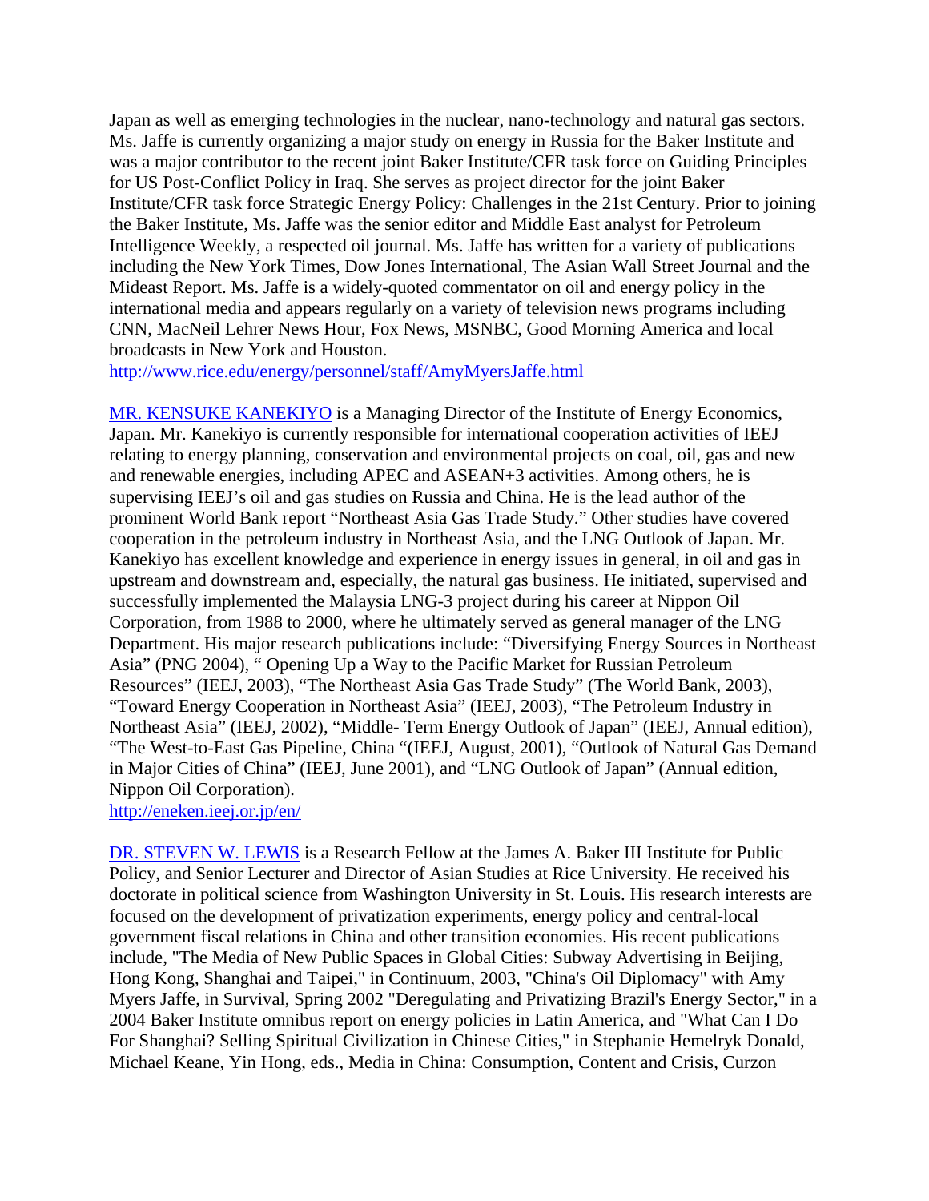Japan as well as emerging technologies in the nuclear, nano-technology and natural gas sectors. Ms. Jaffe is currently organizing a major study on energy in Russia for the Baker Institute and was a major contributor to the recent joint Baker Institute/CFR task force on Guiding Principles for US Post-Conflict Policy in Iraq. She serves as project director for the joint Baker Institute/CFR task force Strategic Energy Policy: Challenges in the 21st Century. Prior to joining the Baker Institute, Ms. Jaffe was the senior editor and Middle East analyst for Petroleum Intelligence Weekly, a respected oil journal. Ms. Jaffe has written for a variety of publications including the New York Times, Dow Jones International, The Asian Wall Street Journal and the Mideast Report. Ms. Jaffe is a widely-quoted commentator on oil and energy policy in the international media and appears regularly on a variety of television news programs including CNN, MacNeil Lehrer News Hour, Fox News, MSNBC, Good Morning America and local broadcasts in New York and Houston.
http://www.rice.edu/energy/personnel/staff/AmyMyersJaffe.html

MR. KENSUKE KANEKIYO is a Managing Director of the Institute of Energy Economics, Japan. Mr. Kanekiyo is currently responsible for international cooperation activities of IEEJ relating to energy planning, conservation and environmental projects on coal, oil, gas and new and renewable energies, including APEC and ASEAN+3 activities. Among others, he is supervising IEEJ's oil and gas studies on Russia and China. He is the lead author of the prominent World Bank report "Northeast Asia Gas Trade Study." Other studies have covered cooperation in the petroleum industry in Northeast Asia, and the LNG Outlook of Japan. Mr. Kanekiyo has excellent knowledge and experience in energy issues in general, in oil and gas in upstream and downstream and, especially, the natural gas business. He initiated, supervised and successfully implemented the Malaysia LNG-3 project during his career at Nippon Oil Corporation, from 1988 to 2000, where he ultimately served as general manager of the LNG Department. His major research publications include: "Diversifying Energy Sources in Northeast Asia" (PNG 2004), " Opening Up a Way to the Pacific Market for Russian Petroleum Resources" (IEEJ, 2003), "The Northeast Asia Gas Trade Study" (The World Bank, 2003), "Toward Energy Cooperation in Northeast Asia" (IEEJ, 2003), "The Petroleum Industry in Northeast Asia" (IEEJ, 2002), "Middle- Term Energy Outlook of Japan" (IEEJ, Annual edition), "The West-to-East Gas Pipeline, China "(IEEJ, August, 2001), "Outlook of Natural Gas Demand in Major Cities of China" (IEEJ, June 2001), and "LNG Outlook of Japan" (Annual edition, Nippon Oil Corporation).
http://eneken.ieej.or.jp/en/

DR. STEVEN W. LEWIS is a Research Fellow at the James A. Baker III Institute for Public Policy, and Senior Lecturer and Director of Asian Studies at Rice University. He received his doctorate in political science from Washington University in St. Louis. His research interests are focused on the development of privatization experiments, energy policy and central-local government fiscal relations in China and other transition economies. His recent publications include, "The Media of New Public Spaces in Global Cities: Subway Advertising in Beijing, Hong Kong, Shanghai and Taipei," in Continuum, 2003, "China's Oil Diplomacy" with Amy Myers Jaffe, in Survival, Spring 2002 "Deregulating and Privatizing Brazil's Energy Sector," in a 2004 Baker Institute omnibus report on energy policies in Latin America, and "What Can I Do For Shanghai? Selling Spiritual Civilization in Chinese Cities," in Stephanie Hemelryk Donald, Michael Keane, Yin Hong, eds., Media in China: Consumption, Content and Crisis, Curzon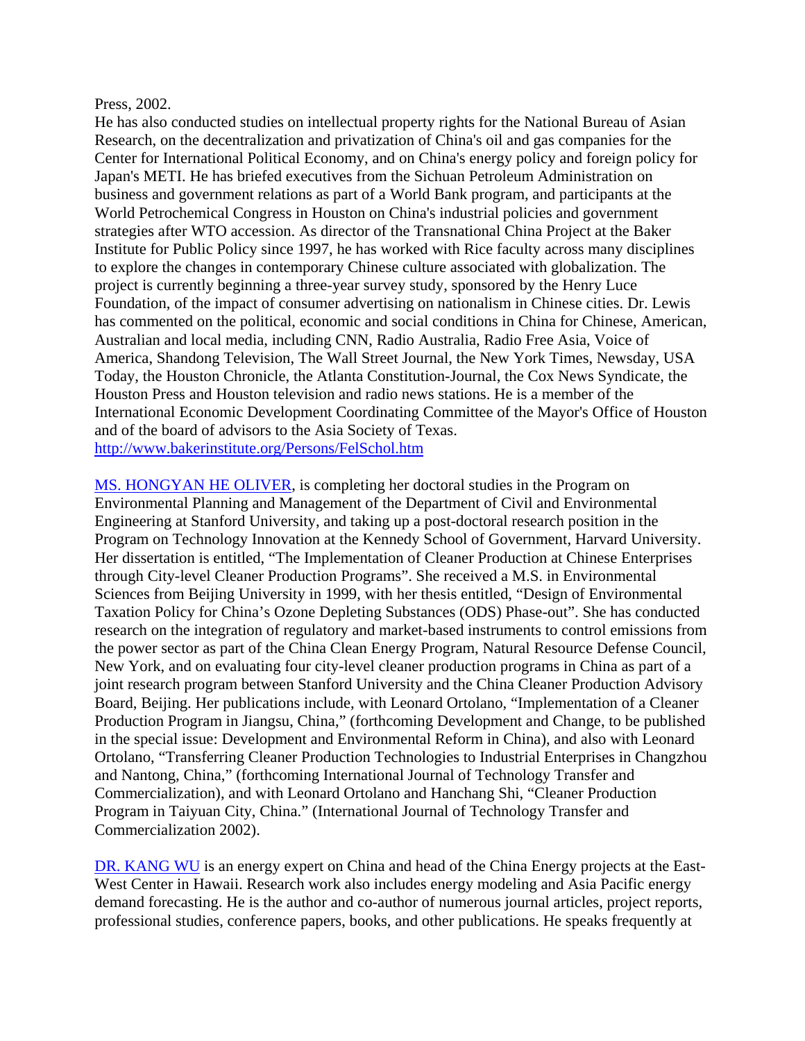Press, 2002.

He has also conducted studies on intellectual property rights for the National Bureau of Asian Research, on the decentralization and privatization of China's oil and gas companies for the Center for International Political Economy, and on China's energy policy and foreign policy for Japan's METI. He has briefed executives from the Sichuan Petroleum Administration on business and government relations as part of a World Bank program, and participants at the World Petrochemical Congress in Houston on China's industrial policies and government strategies after WTO accession. As director of the Transnational China Project at the Baker Institute for Public Policy since 1997, he has worked with Rice faculty across many disciplines to explore the changes in contemporary Chinese culture associated with globalization. The project is currently beginning a three-year survey study, sponsored by the Henry Luce Foundation, of the impact of consumer advertising on nationalism in Chinese cities. Dr. Lewis has commented on the political, economic and social conditions in China for Chinese, American, Australian and local media, including CNN, Radio Australia, Radio Free Asia, Voice of America, Shandong Television, The Wall Street Journal, the New York Times, Newsday, USA Today, the Houston Chronicle, the Atlanta Constitution-Journal, the Cox News Syndicate, the Houston Press and Houston television and radio news stations. He is a member of the International Economic Development Coordinating Committee of the Mayor's Office of Houston and of the board of advisors to the Asia Society of Texas.
http://www.bakerinstitute.org/Persons/FelSchol.htm

MS. HONGYAN HE OLIVER, is completing her doctoral studies in the Program on Environmental Planning and Management of the Department of Civil and Environmental Engineering at Stanford University, and taking up a post-doctoral research position in the Program on Technology Innovation at the Kennedy School of Government, Harvard University. Her dissertation is entitled, "The Implementation of Cleaner Production at Chinese Enterprises through City-level Cleaner Production Programs". She received a M.S. in Environmental Sciences from Beijing University in 1999, with her thesis entitled, "Design of Environmental Taxation Policy for China's Ozone Depleting Substances (ODS) Phase-out". She has conducted research on the integration of regulatory and market-based instruments to control emissions from the power sector as part of the China Clean Energy Program, Natural Resource Defense Council, New York, and on evaluating four city-level cleaner production programs in China as part of a joint research program between Stanford University and the China Cleaner Production Advisory Board, Beijing. Her publications include, with Leonard Ortolano, "Implementation of a Cleaner Production Program in Jiangsu, China," (forthcoming Development and Change, to be published in the special issue: Development and Environmental Reform in China), and also with Leonard Ortolano, "Transferring Cleaner Production Technologies to Industrial Enterprises in Changzhou and Nantong, China," (forthcoming International Journal of Technology Transfer and Commercialization), and with Leonard Ortolano and Hanchang Shi, "Cleaner Production Program in Taiyuan City, China." (International Journal of Technology Transfer and Commercialization 2002).

DR. KANG WU is an energy expert on China and head of the China Energy projects at the East-West Center in Hawaii. Research work also includes energy modeling and Asia Pacific energy demand forecasting. He is the author and co-author of numerous journal articles, project reports, professional studies, conference papers, books, and other publications. He speaks frequently at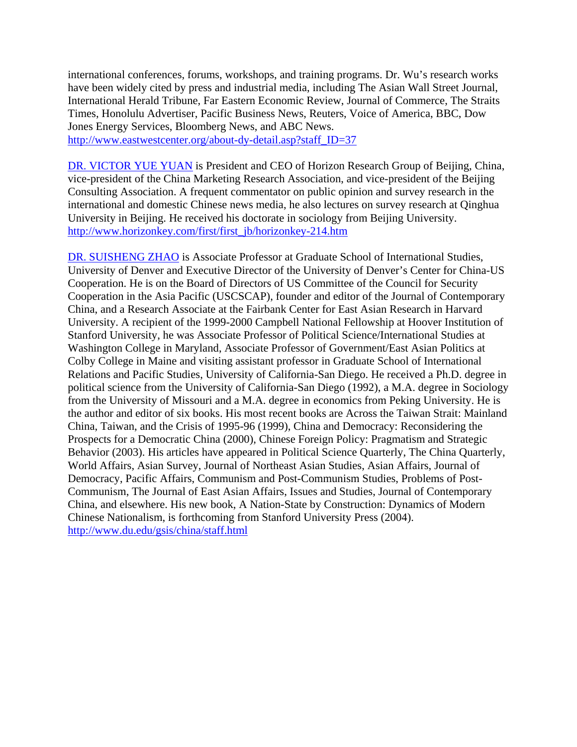international conferences, forums, workshops, and training programs. Dr. Wu's research works have been widely cited by press and industrial media, including The Asian Wall Street Journal, International Herald Tribune, Far Eastern Economic Review, Journal of Commerce, The Straits Times, Honolulu Advertiser, Pacific Business News, Reuters, Voice of America, BBC, Dow Jones Energy Services, Bloomberg News, and ABC News.
http://www.eastwestcenter.org/about-dy-detail.asp?staff_ID=37

DR. VICTOR YUE YUAN is President and CEO of Horizon Research Group of Beijing, China, vice-president of the China Marketing Research Association, and vice-president of the Beijing Consulting Association. A frequent commentator on public opinion and survey research in the international and domestic Chinese news media, he also lectures on survey research at Qinghua University in Beijing. He received his doctorate in sociology from Beijing University.
http://www.horizonkey.com/first/first_jb/horizonkey-214.htm

DR. SUISHENG ZHAO is Associate Professor at Graduate School of International Studies, University of Denver and Executive Director of the University of Denver's Center for China-US Cooperation. He is on the Board of Directors of US Committee of the Council for Security Cooperation in the Asia Pacific (USCSCAP), founder and editor of the Journal of Contemporary China, and a Research Associate at the Fairbank Center for East Asian Research in Harvard University. A recipient of the 1999-2000 Campbell National Fellowship at Hoover Institution of Stanford University, he was Associate Professor of Political Science/International Studies at Washington College in Maryland, Associate Professor of Government/East Asian Politics at Colby College in Maine and visiting assistant professor in Graduate School of International Relations and Pacific Studies, University of California-San Diego. He received a Ph.D. degree in political science from the University of California-San Diego (1992), a M.A. degree in Sociology from the University of Missouri and a M.A. degree in economics from Peking University. He is the author and editor of six books. His most recent books are Across the Taiwan Strait: Mainland China, Taiwan, and the Crisis of 1995-96 (1999), China and Democracy: Reconsidering the Prospects for a Democratic China (2000), Chinese Foreign Policy: Pragmatism and Strategic Behavior (2003). His articles have appeared in Political Science Quarterly, The China Quarterly, World Affairs, Asian Survey, Journal of Northeast Asian Studies, Asian Affairs, Journal of Democracy, Pacific Affairs, Communism and Post-Communism Studies, Problems of Post-Communism, The Journal of East Asian Affairs, Issues and Studies, Journal of Contemporary China, and elsewhere. His new book, A Nation-State by Construction: Dynamics of Modern Chinese Nationalism, is forthcoming from Stanford University Press (2004).
http://www.du.edu/gsis/china/staff.html